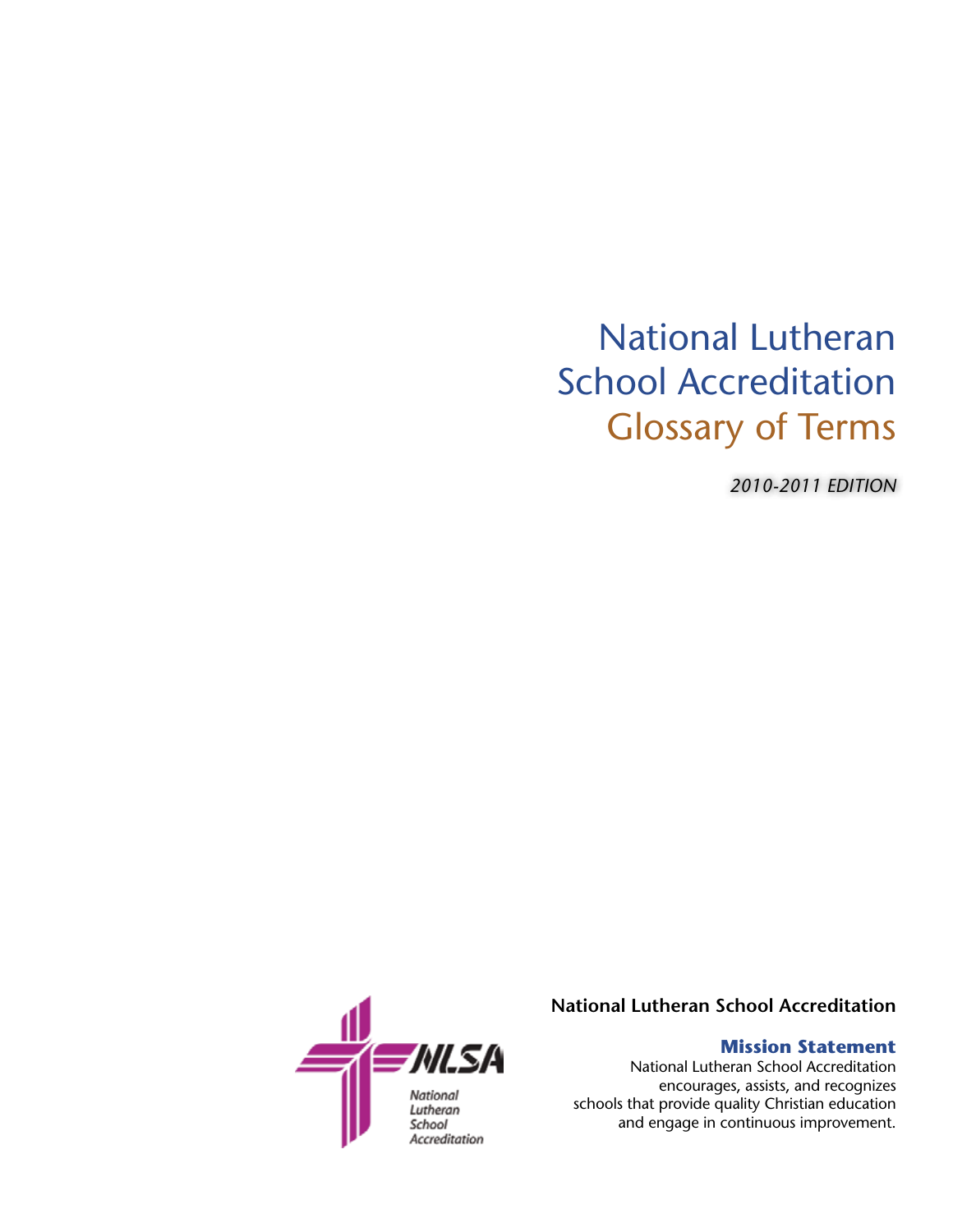# National Lutheran School Accreditation
# Glossary of Terms

*2010-2011 EDITION*

**National Lutheran School Accreditation**

### Mission Statement

National Lutheran School Accreditation encourages, assists, and recognizes schools that provide quality Christian education and engage in continuous improvement.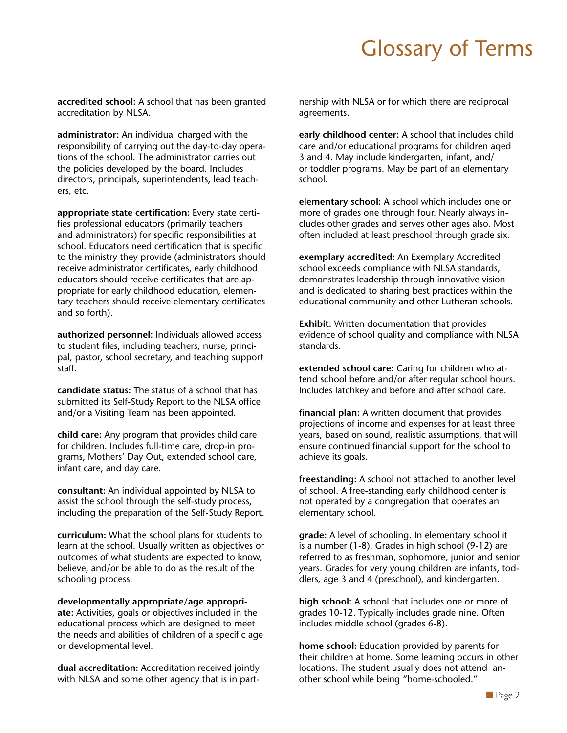# Glossary of Terms

**accredited school:** A school that has been granted accreditation by NLSA.

**administrator:** An individual charged with the responsibility of carrying out the day-to-day operations of the school. The administrator carries out the policies developed by the board. Includes directors, principals, superintendents, lead teachers, etc.

**appropriate state certification:** Every state certifies professional educators (primarily teachers and administrators) for specific responsibilities at school. Educators need certification that is specific to the ministry they provide (administrators should receive administrator certificates, early childhood educators should receive certificates that are appropriate for early childhood education, elementary teachers should receive elementary certificates and so forth).

**authorized personnel:** Individuals allowed access to student files, including teachers, nurse, principal, pastor, school secretary, and teaching support staff.

**candidate status:** The status of a school that has submitted its Self-Study Report to the NLSA office and/or a Visiting Team has been appointed.

**child care:** Any program that provides child care for children. Includes full-time care, drop-in programs, Mothers' Day Out, extended school care, infant care, and day care.

**consultant:** An individual appointed by NLSA to assist the school through the self-study process, including the preparation of the Self-Study Report.

**curriculum:** What the school plans for students to learn at the school. Usually written as objectives or outcomes of what students are expected to know, believe, and/or be able to do as the result of the schooling process.

**developmentally appropriate/age appropriate:** Activities, goals or objectives included in the educational process which are designed to meet the needs and abilities of children of a specific age or developmental level.

**dual accreditation:** Accreditation received jointly with NLSA and some other agency that is in partnership with NLSA or for which there are reciprocal agreements.

**early childhood center:** A school that includes child care and/or educational programs for children aged 3 and 4. May include kindergarten, infant, and/or toddler programs. May be part of an elementary school.

**elementary school:** A school which includes one or more of grades one through four. Nearly always includes other grades and serves other ages also. Most often included at least preschool through grade six.

**exemplary accredited:** An Exemplary Accredited school exceeds compliance with NLSA standards, demonstrates leadership through innovative vision and is dedicated to sharing best practices within the educational community and other Lutheran schools.

**Exhibit:** Written documentation that provides evidence of school quality and compliance with NLSA standards.

**extended school care:** Caring for children who attend school before and/or after regular school hours. Includes latchkey and before and after school care.

**financial plan:** A written document that provides projections of income and expenses for at least three years, based on sound, realistic assumptions, that will ensure continued financial support for the school to achieve its goals.

**freestanding:** A school not attached to another level of school. A free-standing early childhood center is not operated by a congregation that operates an elementary school.

**grade:** A level of schooling. In elementary school it is a number (1-8). Grades in high school (9-12) are referred to as freshman, sophomore, junior and senior years. Grades for very young children are infants, toddlers, age 3 and 4 (preschool), and kindergarten.

**high school:** A school that includes one or more of grades 10-12. Typically includes grade nine. Often includes middle school (grades 6-8).

**home school:** Education provided by parents for their children at home. Some learning occurs in other locations. The student usually does not attend another school while being "home-schooled."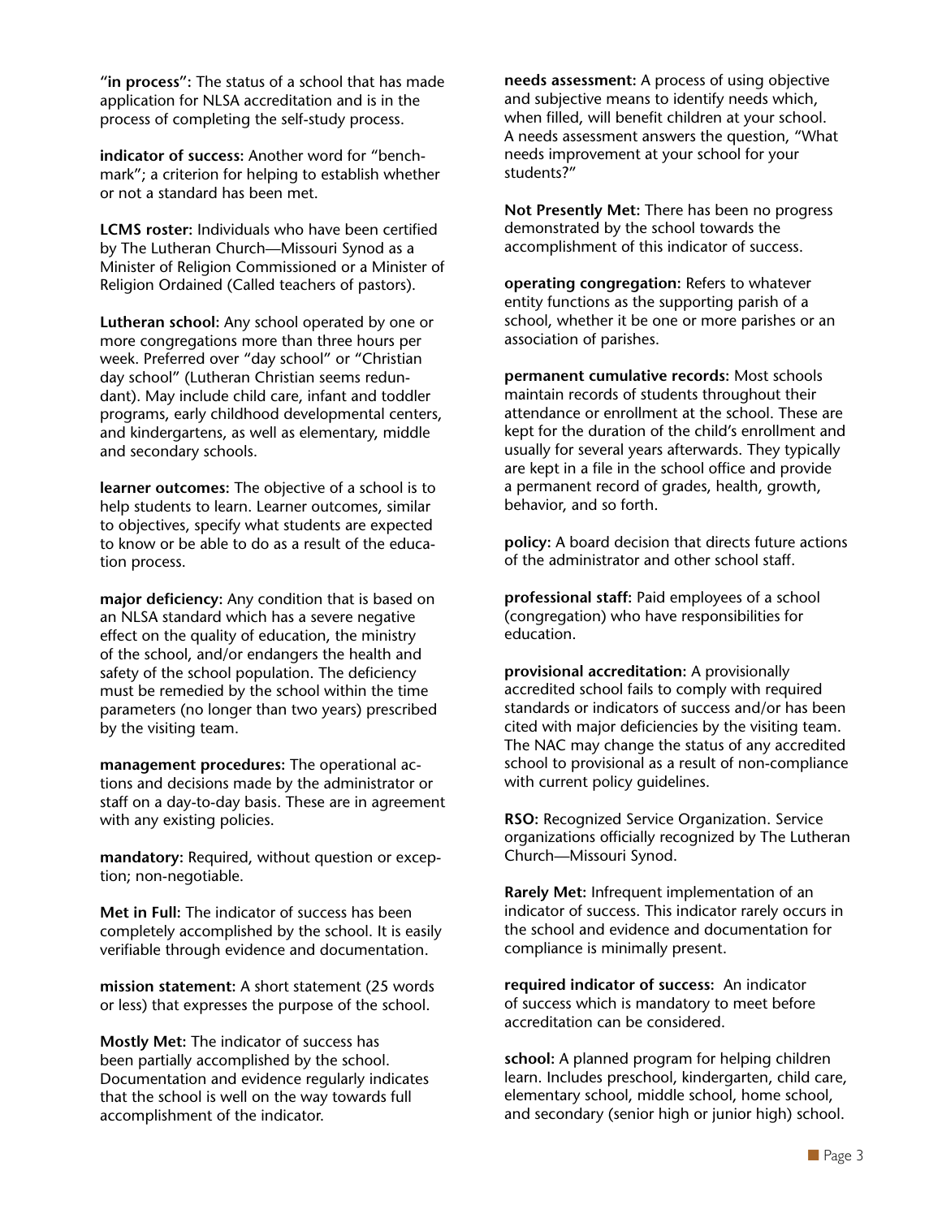**"in process":** The status of a school that has made application for NLSA accreditation and is in the process of completing the self-study process.

**indicator of success:** Another word for "benchmark"; a criterion for helping to establish whether or not a standard has been met.

**LCMS roster:** Individuals who have been certified by The Lutheran Church—Missouri Synod as a Minister of Religion Commissioned or a Minister of Religion Ordained (Called teachers of pastors).

**Lutheran school:** Any school operated by one or more congregations more than three hours per week. Preferred over "day school" or "Christian day school" (Lutheran Christian seems redundant). May include child care, infant and toddler programs, early childhood developmental centers, and kindergartens, as well as elementary, middle and secondary schools.

**learner outcomes:** The objective of a school is to help students to learn. Learner outcomes, similar to objectives, specify what students are expected to know or be able to do as a result of the education process.

**major deficiency:** Any condition that is based on an NLSA standard which has a severe negative effect on the quality of education, the ministry of the school, and/or endangers the health and safety of the school population. The deficiency must be remedied by the school within the time parameters (no longer than two years) prescribed by the visiting team.

**management procedures:** The operational actions and decisions made by the administrator or staff on a day-to-day basis. These are in agreement with any existing policies.

**mandatory:** Required, without question or exception; non-negotiable.

**Met in Full:** The indicator of success has been completely accomplished by the school. It is easily verifiable through evidence and documentation.

**mission statement:** A short statement (25 words or less) that expresses the purpose of the school.

**Mostly Met:** The indicator of success has been partially accomplished by the school. Documentation and evidence regularly indicates that the school is well on the way towards full accomplishment of the indicator.

**needs assessment:** A process of using objective and subjective means to identify needs which, when filled, will benefit children at your school. A needs assessment answers the question, "What needs improvement at your school for your students?"

**Not Presently Met:** There has been no progress demonstrated by the school towards the accomplishment of this indicator of success.

**operating congregation:** Refers to whatever entity functions as the supporting parish of a school, whether it be one or more parishes or an association of parishes.

**permanent cumulative records:** Most schools maintain records of students throughout their attendance or enrollment at the school. These are kept for the duration of the child's enrollment and usually for several years afterwards. They typically are kept in a file in the school office and provide a permanent record of grades, health, growth, behavior, and so forth.

**policy:** A board decision that directs future actions of the administrator and other school staff.

**professional staff:** Paid employees of a school (congregation) who have responsibilities for education.

**provisional accreditation:** A provisionally accredited school fails to comply with required standards or indicators of success and/or has been cited with major deficiencies by the visiting team. The NAC may change the status of any accredited school to provisional as a result of non-compliance with current policy guidelines.

**RSO:** Recognized Service Organization. Service organizations officially recognized by The Lutheran Church—Missouri Synod.

**Rarely Met:** Infrequent implementation of an indicator of success. This indicator rarely occurs in the school and evidence and documentation for compliance is minimally present.

**required indicator of success:** An indicator of success which is mandatory to meet before accreditation can be considered.

**school:** A planned program for helping children learn. Includes preschool, kindergarten, child care, elementary school, middle school, home school, and secondary (senior high or junior high) school.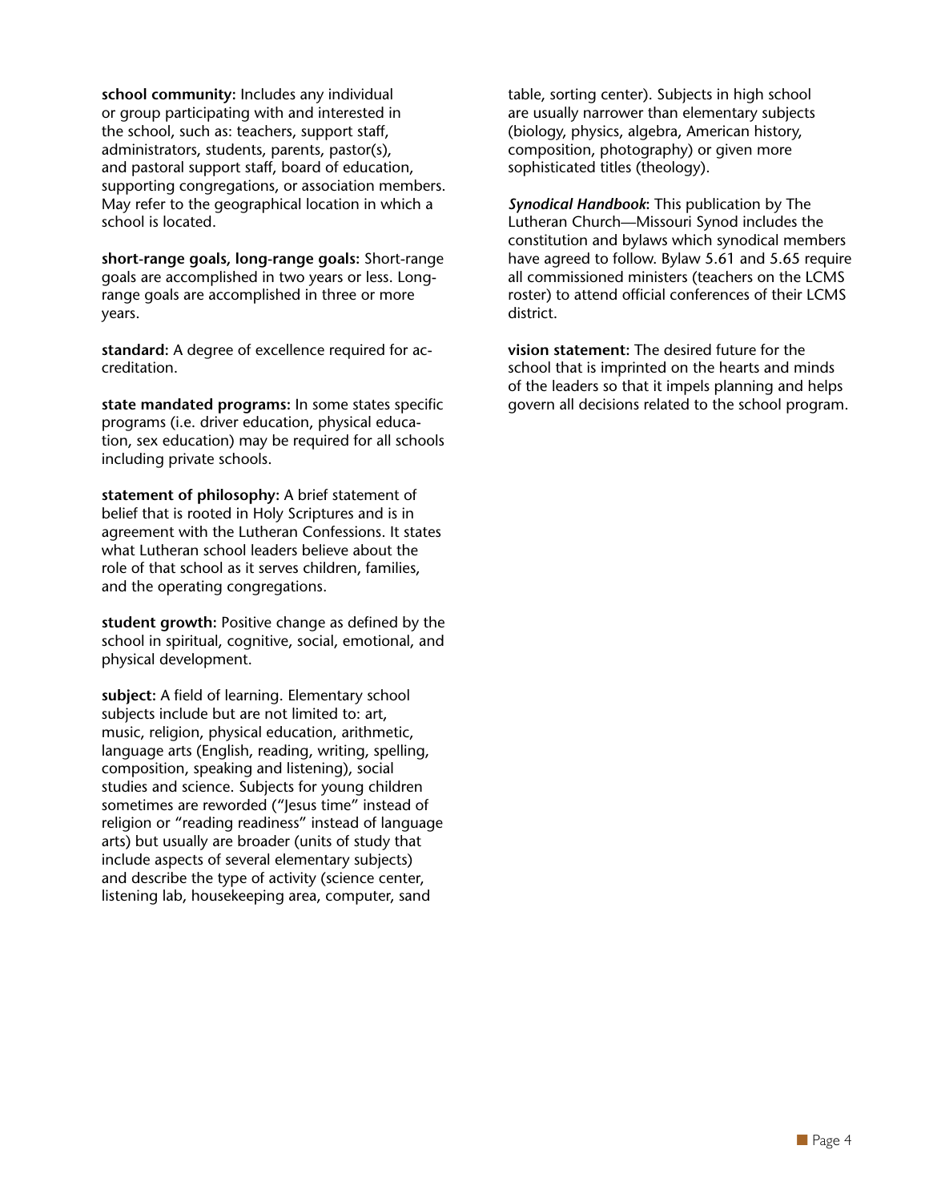**school community:** Includes any individual or group participating with and interested in the school, such as: teachers, support staff, administrators, students, parents, pastor(s), and pastoral support staff, board of education, supporting congregations, or association members. May refer to the geographical location in which a school is located.

**short-range goals, long-range goals:** Short-range goals are accomplished in two years or less. Long-range goals are accomplished in three or more years.

**standard:** A degree of excellence required for accreditation.

**state mandated programs:** In some states specific programs (i.e. driver education, physical education, sex education) may be required for all schools including private schools.

**statement of philosophy:** A brief statement of belief that is rooted in Holy Scriptures and is in agreement with the Lutheran Confessions. It states what Lutheran school leaders believe about the role of that school as it serves children, families, and the operating congregations.

**student growth:** Positive change as defined by the school in spiritual, cognitive, social, emotional, and physical development.

**subject:** A field of learning. Elementary school subjects include but are not limited to: art, music, religion, physical education, arithmetic, language arts (English, reading, writing, spelling, composition, speaking and listening), social studies and science. Subjects for young children sometimes are reworded ("Jesus time" instead of religion or "reading readiness" instead of language arts) but usually are broader (units of study that include aspects of several elementary subjects) and describe the type of activity (science center, listening lab, housekeeping area, computer, sand table, sorting center). Subjects in high school are usually narrower than elementary subjects (biology, physics, algebra, American history, composition, photography) or given more sophisticated titles (theology).

***Synodical Handbook*:** This publication by The Lutheran Church—Missouri Synod includes the constitution and bylaws which synodical members have agreed to follow. Bylaw 5.61 and 5.65 require all commissioned ministers (teachers on the LCMS roster) to attend official conferences of their LCMS district.

**vision statement:** The desired future for the school that is imprinted on the hearts and minds of the leaders so that it impels planning and helps govern all decisions related to the school program.